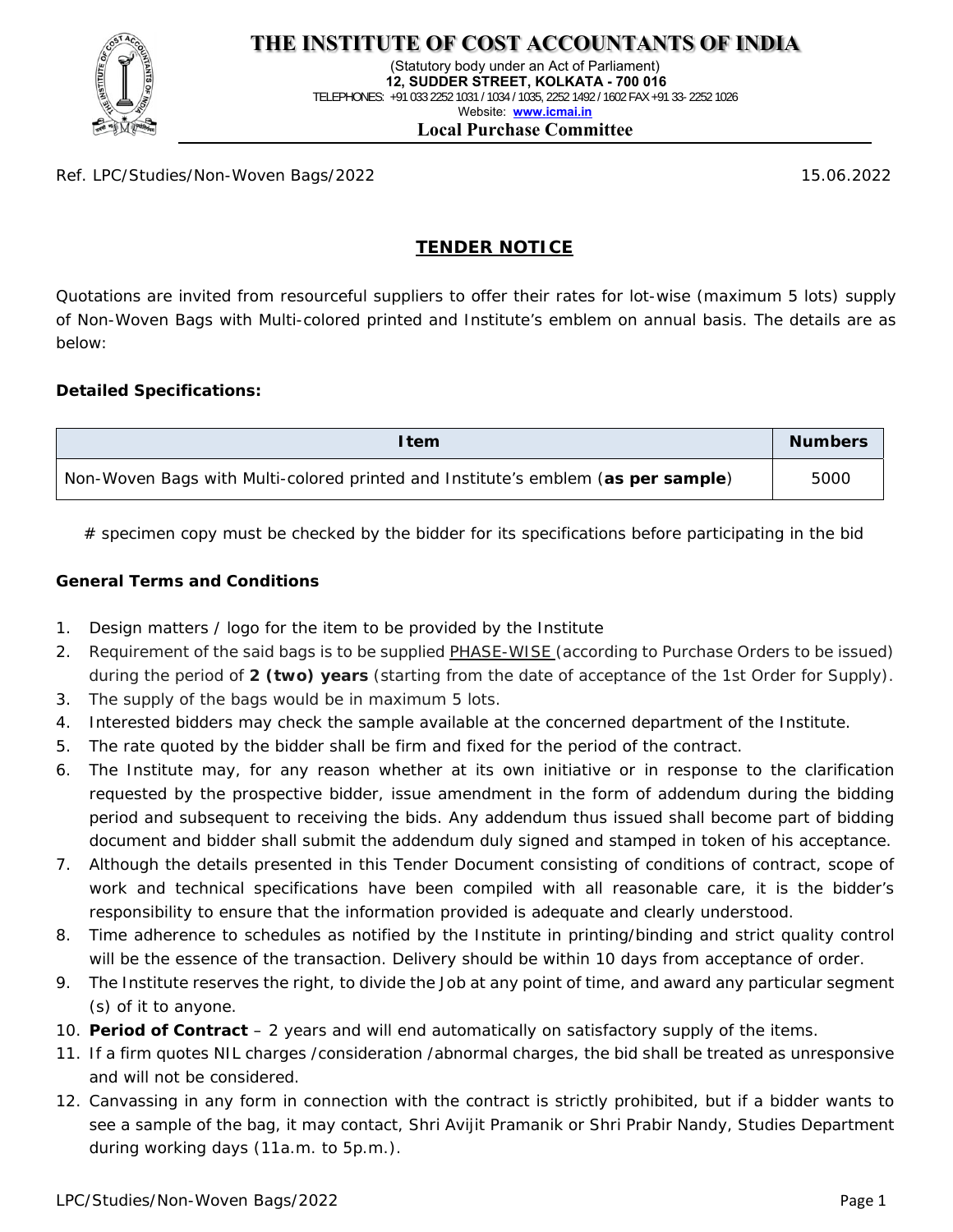# THE INSTITUTE OF COST ACCOUNTANTS OF INDIA

(Statutory body under an Act of Parliament)
**12, SUDDER STREET, KOLKATA - 700 016**
TELEPHONES: +91 033 2252 1031 / 1034 / 1035, 2252 1492 / 1602 FAX +91 33- 2252 1026
Website: **www.icmai.in**

**Local Purchase Committee**

Ref. LPC/Studies/Non-Woven Bags/2022 15.06.2022

## TENDER NOTICE

Quotations are invited from resourceful suppliers to offer their rates for lot-wise (maximum 5 lots) supply of Non-Woven Bags with Multi-colored printed and Institute's emblem on annual basis. The details are as below:

**Detailed Specifications:**

| Item | Numbers |
|---|---|
| Non-Woven Bags with Multi-colored printed and Institute's emblem (**as per sample**) | 5000 |

# specimen copy must be checked by the bidder for its specifications before participating in the bid

**General Terms and Conditions**

1. Design matters / logo for the item to be provided by the Institute
2. Requirement of the said bags is to be supplied PHASE-WISE (according to Purchase Orders to be issued) during the period of **2 (two) years** (starting from the date of acceptance of the 1st Order for Supply).
3. The supply of the bags would be in maximum 5 lots.
4. Interested bidders may check the sample available at the concerned department of the Institute.
5. The rate quoted by the bidder shall be firm and fixed for the period of the contract.
6. The Institute may, for any reason whether at its own initiative or in response to the clarification requested by the prospective bidder, issue amendment in the form of addendum during the bidding period and subsequent to receiving the bids. Any addendum thus issued shall become part of bidding document and bidder shall submit the addendum duly signed and stamped in token of his acceptance.
7. Although the details presented in this Tender Document consisting of conditions of contract, scope of work and technical specifications have been compiled with all reasonable care, it is the bidder's responsibility to ensure that the information provided is adequate and clearly understood.
8. Time adherence to schedules as notified by the Institute in printing/binding and strict quality control will be the essence of the transaction. Delivery should be within 10 days from acceptance of order.
9. The Institute reserves the right, to divide the Job at any point of time, and award any particular segment (s) of it to anyone.
10. **Period of Contract** – 2 years and will end automatically on satisfactory supply of the items.
11. If a firm quotes NIL charges /consideration /abnormal charges, the bid shall be treated as unresponsive and will not be considered.
12. Canvassing in any form in connection with the contract is strictly prohibited, but if a bidder wants to see a sample of the bag, it may contact, Shri Avijit Pramanik or Shri Prabir Nandy, Studies Department during working days (11a.m. to 5p.m.).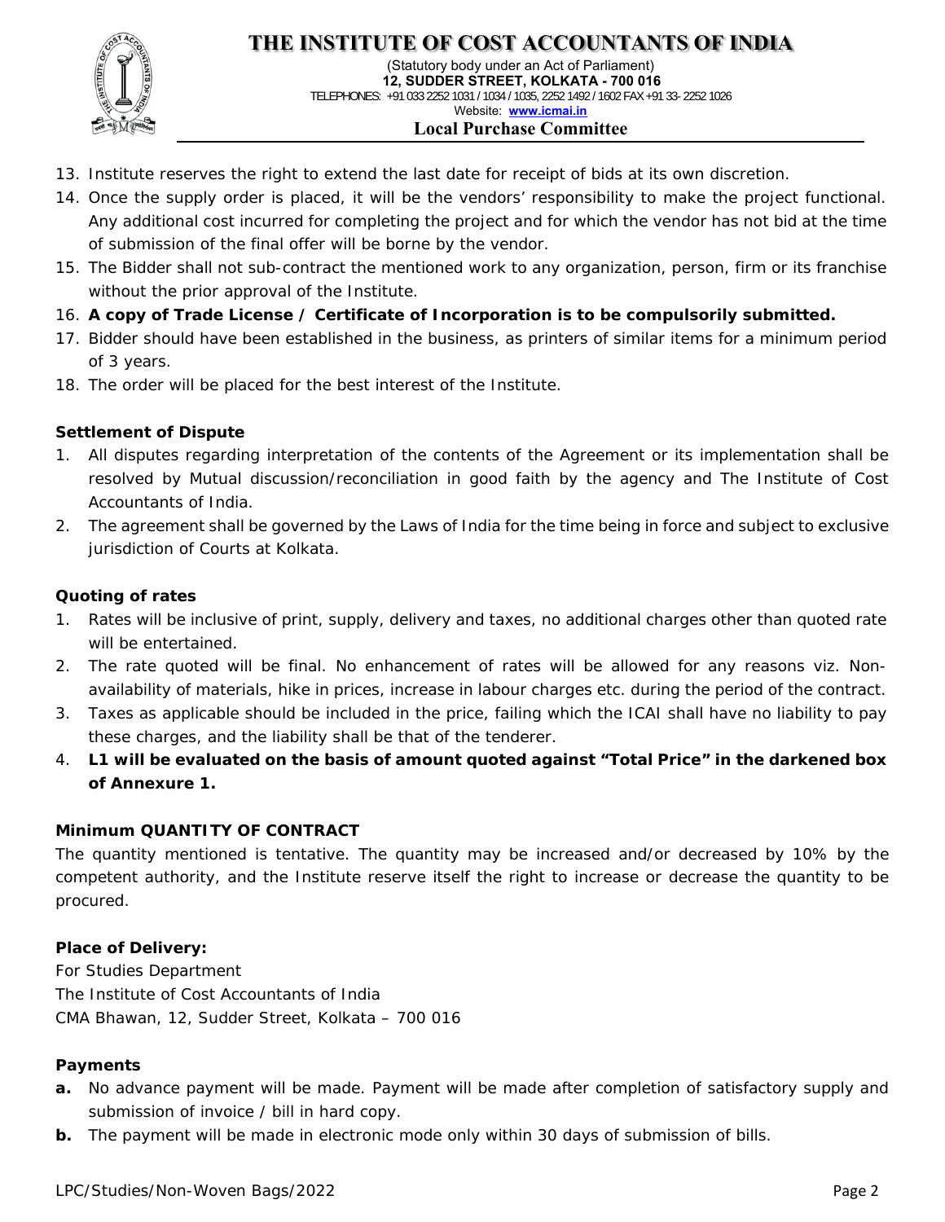13. Institute reserves the right to extend the last date for receipt of bids at its own discretion.
14. Once the supply order is placed, it will be the vendors' responsibility to make the project functional. Any additional cost incurred for completing the project and for which the vendor has not bid at the time of submission of the final offer will be borne by the vendor.
15. The Bidder shall not sub-contract the mentioned work to any organization, person, firm or its franchise without the prior approval of the Institute.
16. **A copy of Trade License / Certificate of Incorporation is to be compulsorily submitted.**
17. Bidder should have been established in the business, as printers of similar items for a minimum period of 3 years.
18. The order will be placed for the best interest of the Institute.

**Settlement of Dispute**

1. All disputes regarding interpretation of the contents of the Agreement or its implementation shall be resolved by Mutual discussion/reconciliation in good faith by the agency and The Institute of Cost Accountants of India.
2. The agreement shall be governed by the Laws of India for the time being in force and subject to exclusive jurisdiction of Courts at Kolkata.

**Quoting of rates**

1. Rates will be inclusive of print, supply, delivery and taxes, no additional charges other than quoted rate will be entertained.
2. The rate quoted will be final. No enhancement of rates will be allowed for any reasons viz. Non-availability of materials, hike in prices, increase in labour charges etc. during the period of the contract.
3. Taxes as applicable should be included in the price, failing which the ICAI shall have no liability to pay these charges, and the liability shall be that of the tenderer.
4. **L1 will be evaluated on the basis of amount quoted against "Total Price" in the darkened box of Annexure 1.**

**Minimum QUANTITY OF CONTRACT**

The quantity mentioned is tentative. The quantity may be increased and/or decreased by 10% by the competent authority, and the Institute reserve itself the right to increase or decrease the quantity to be procured.

**Place of Delivery:**

For Studies Department
The Institute of Cost Accountants of India
CMA Bhawan, 12, Sudder Street, Kolkata – 700 016

**Payments**

**a.** No advance payment will be made. Payment will be made after completion of satisfactory supply and submission of invoice / bill in hard copy.

**b.** The payment will be made in electronic mode only within 30 days of submission of bills.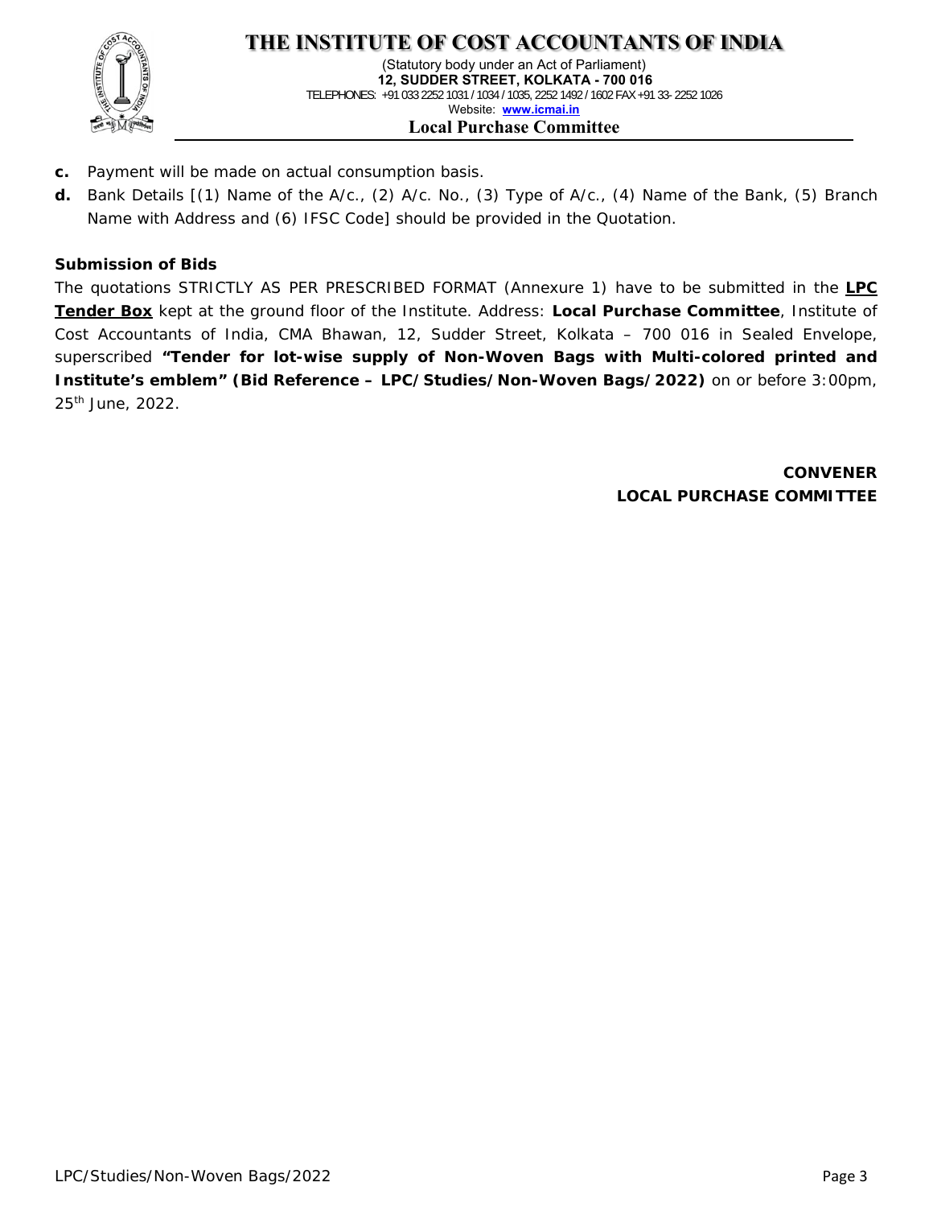c. Payment will be made on actual consumption basis.

d. Bank Details [(1) Name of the A/c., (2) A/c. No., (3) Type of A/c., (4) Name of the Bank, (5) Branch Name with Address and (6) IFSC Code] should be provided in the Quotation.

**Submission of Bids**

The quotations STRICTLY AS PER PRESCRIBED FORMAT (Annexure 1) have to be submitted in the **LPC Tender Box** kept at the ground floor of the Institute. Address: **Local Purchase Committee**, Institute of Cost Accountants of India, CMA Bhawan, 12, Sudder Street, Kolkata – 700 016 in Sealed Envelope, superscribed **"Tender for lot-wise supply of Non-Woven Bags with Multi-colored printed and Institute's emblem" (Bid Reference – LPC/Studies/Non-Woven Bags/2022)** on or before 3:00pm, 25th June, 2022.

**CONVENER**
**LOCAL PURCHASE COMMITTEE**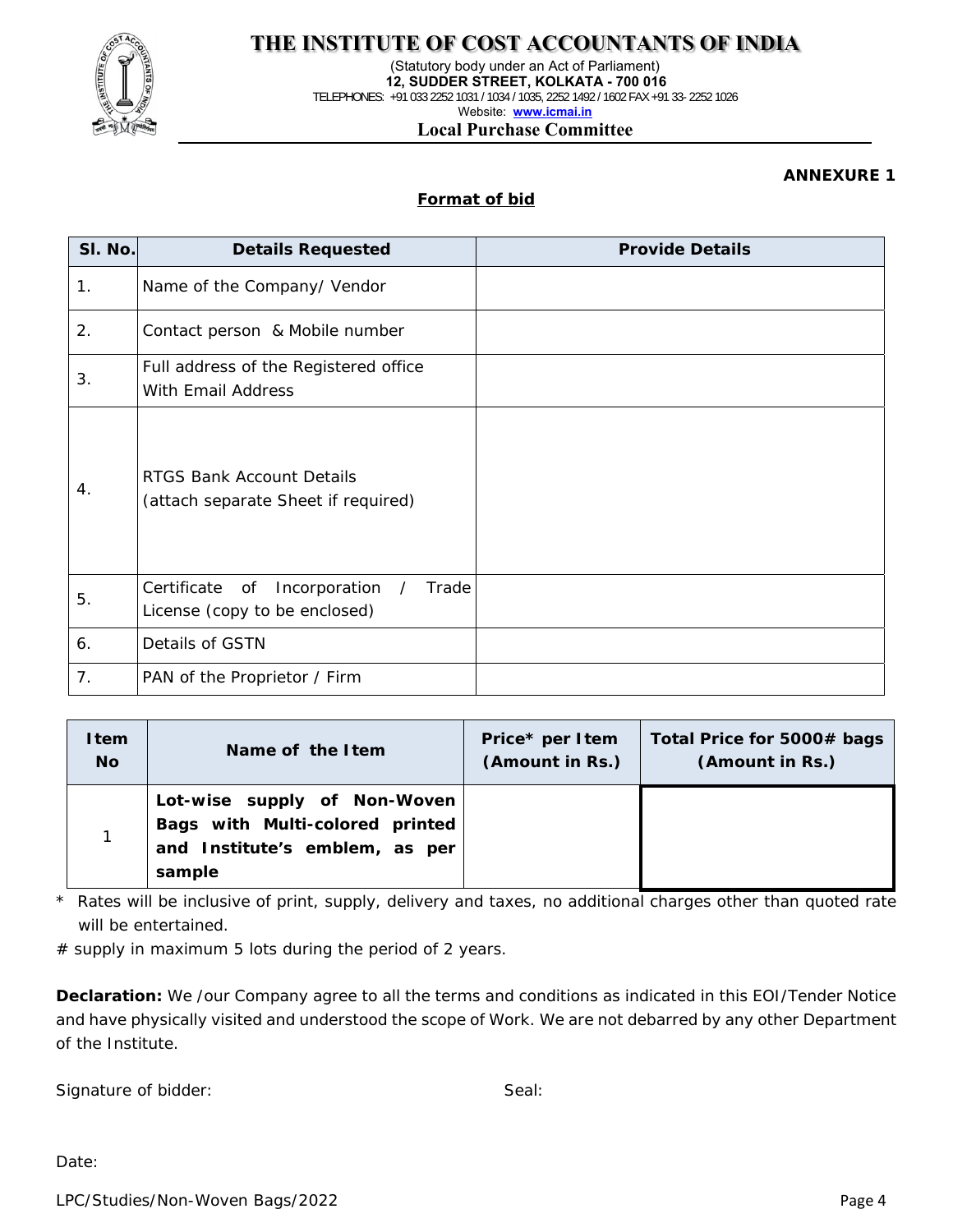# THE INSTITUTE OF COST ACCOUNTANTS OF INDIA

(Statutory body under an Act of Parliament)
**12, SUDDER STREET, KOLKATA - 700 016**
TELEPHONES: +91 033 2252 1031 / 1034 / 1035, 2252 1492 / 1602 FAX +91 33- 2252 1026
Website: **www.icmai.in**

**Local Purchase Committee**

**ANNEXURE 1**

**Format of bid**

| Sl. No. | Details Requested | Provide Details |
|---|---|---|
| 1. | Name of the Company/ Vendor | |
| 2. | Contact person & Mobile number | |
| 3. | Full address of the Registered office With Email Address | |
| 4. | RTGS Bank Account Details (attach separate Sheet if required) | |
| 5. | Certificate of Incorporation / Trade License (copy to be enclosed) | |
| 6. | Details of GSTN | |
| 7. | PAN of the Proprietor / Firm | |

| Item No | Name of the Item | Price* per Item (Amount in Rs.) | Total Price for 5000# bags (Amount in Rs.) |
|---|---|---|---|
| 1 | **Lot-wise supply of Non-Woven Bags with Multi-colored printed and Institute's emblem, as per sample** | | |

* Rates will be inclusive of print, supply, delivery and taxes, no additional charges other than quoted rate will be entertained.

# supply in maximum 5 lots during the period of 2 years.

**Declaration:** We /our Company agree to all the terms and conditions as indicated in this EOI/Tender Notice and have physically visited and understood the scope of Work. We are not debarred by any other Department of the Institute.

Signature of bidder: Seal:

Date:

LPC/Studies/Non-Woven Bags/2022